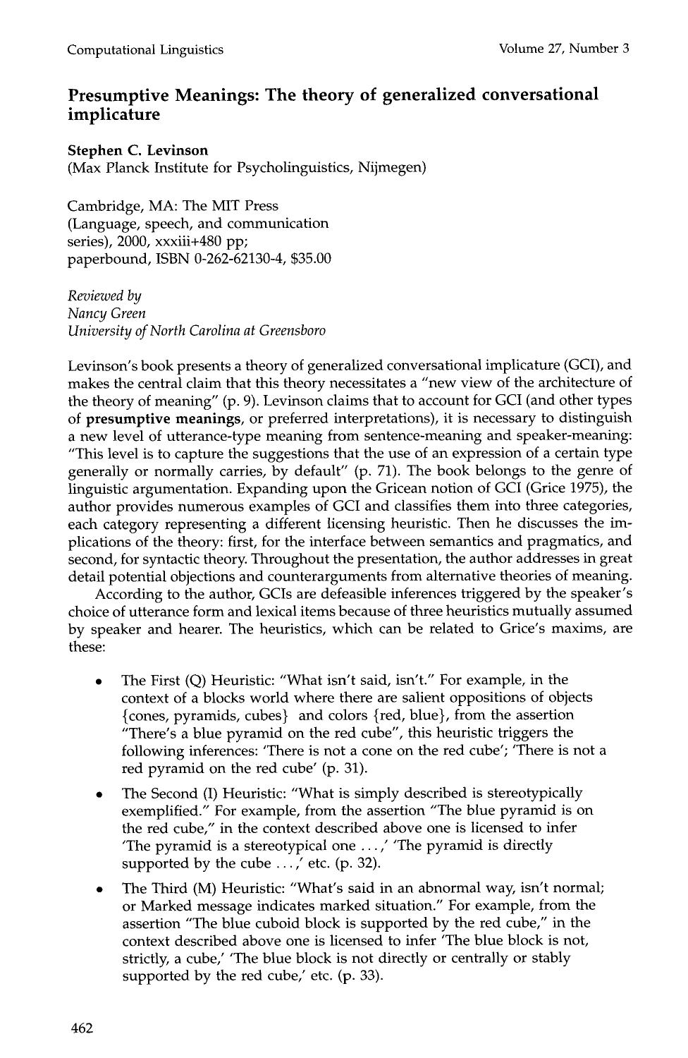# Presumptive Meanings: The theory of generalized conversational implicature

**Stephen C. Levinson**
(Max Planck Institute for Psycholinguistics, Nijmegen)

Cambridge, MA: The MIT Press
(Language, speech, and communication series), 2000, xxxiii+480 pp;
paperbound, ISBN 0-262-62130-4, $35.00

*Reviewed by*
*Nancy Green*
*University of North Carolina at Greensboro*

Levinson's book presents a theory of generalized conversational implicature (GCI), and makes the central claim that this theory necessitates a "new view of the architecture of the theory of meaning" (p. 9). Levinson claims that to account for GCI (and other types of **presumptive meanings**, or preferred interpretations), it is necessary to distinguish a new level of utterance-type meaning from sentence-meaning and speaker-meaning: "This level is to capture the suggestions that the use of an expression of a certain type generally or normally carries, by default" (p. 71). The book belongs to the genre of linguistic argumentation. Expanding upon the Gricean notion of GCI (Grice 1975), the author provides numerous examples of GCI and classifies them into three categories, each category representing a different licensing heuristic. Then he discusses the implications of the theory: first, for the interface between semantics and pragmatics, and second, for syntactic theory. Throughout the presentation, the author addresses in great detail potential objections and counterarguments from alternative theories of meaning.

According to the author, GCIs are defeasible inferences triggered by the speaker's choice of utterance form and lexical items because of three heuristics mutually assumed by speaker and hearer. The heuristics, which can be related to Grice's maxims, are these:

- The First (Q) Heuristic: "What isn't said, isn't." For example, in the context of a blocks world where there are salient oppositions of objects {cones, pyramids, cubes} and colors {red, blue}, from the assertion "There's a blue pyramid on the red cube", this heuristic triggers the following inferences: 'There is not a cone on the red cube'; 'There is not a red pyramid on the red cube' (p. 31).
- The Second (I) Heuristic: "What is simply described is stereotypically exemplified." For example, from the assertion "The blue pyramid is on the red cube," in the context described above one is licensed to infer 'The pyramid is a stereotypical one ...,' 'The pyramid is directly supported by the cube ...,' etc. (p. 32).
- The Third (M) Heuristic: "What's said in an abnormal way, isn't normal; or Marked message indicates marked situation." For example, from the assertion "The blue cuboid block is supported by the red cube," in the context described above one is licensed to infer 'The blue block is not, strictly, a cube,' 'The blue block is not directly or centrally or stably supported by the red cube,' etc. (p. 33).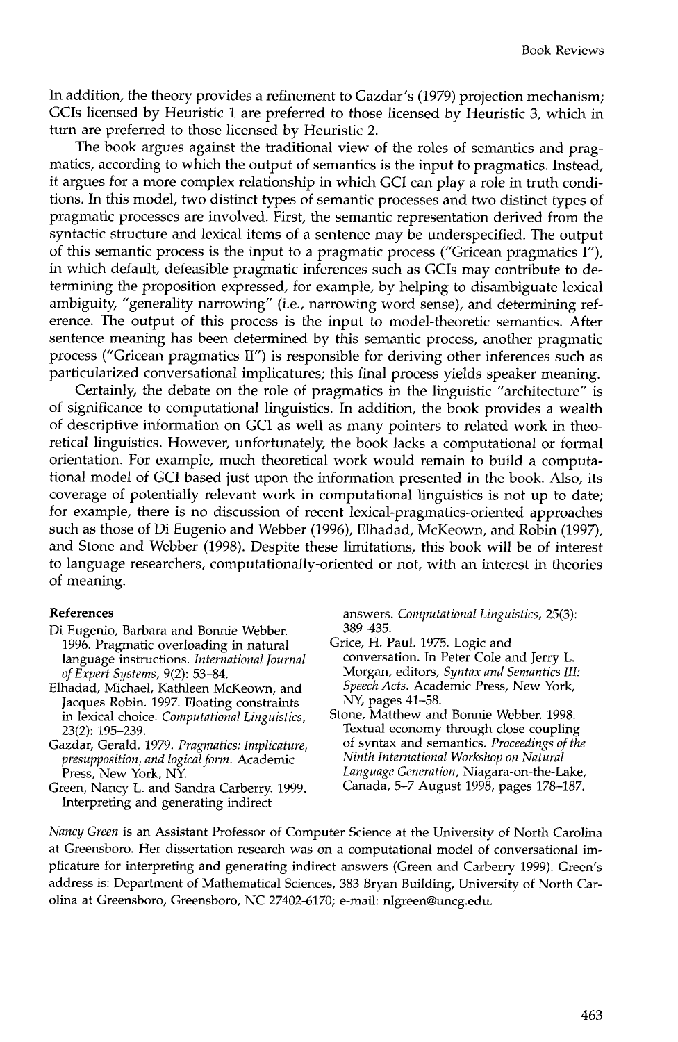In addition, the theory provides a refinement to Gazdar's (1979) projection mechanism; GCIs licensed by Heuristic 1 are preferred to those licensed by Heuristic 3, which in turn are preferred to those licensed by Heuristic 2.

The book argues against the traditional view of the roles of semantics and pragmatics, according to which the output of semantics is the input to pragmatics. Instead, it argues for a more complex relationship in which GCI can play a role in truth conditions. In this model, two distinct types of semantic processes and two distinct types of pragmatic processes are involved. First, the semantic representation derived from the syntactic structure and lexical items of a sentence may be underspecified. The output of this semantic process is the input to a pragmatic process ("Gricean pragmatics I"), in which default, defeasible pragmatic inferences such as GCIs may contribute to determining the proposition expressed, for example, by helping to disambiguate lexical ambiguity, "generality narrowing" (i.e., narrowing word sense), and determining reference. The output of this process is the input to model-theoretic semantics. After sentence meaning has been determined by this semantic process, another pragmatic process ("Gricean pragmatics II") is responsible for deriving other inferences such as particularized conversational implicatures; this final process yields speaker meaning.

Certainly, the debate on the role of pragmatics in the linguistic "architecture" is of significance to computational linguistics. In addition, the book provides a wealth of descriptive information on GCI as well as many pointers to related work in theoretical linguistics. However, unfortunately, the book lacks a computational or formal orientation. For example, much theoretical work would remain to build a computational model of GCI based just upon the information presented in the book. Also, its coverage of potentially relevant work in computational linguistics is not up to date; for example, there is no discussion of recent lexical-pragmatics-oriented approaches such as those of Di Eugenio and Webber (1996), Elhadad, McKeown, and Robin (1997), and Stone and Webber (1998). Despite these limitations, this book will be of interest to language researchers, computationally-oriented or not, with an interest in theories of meaning.

**References**

Di Eugenio, Barbara and Bonnie Webber. 1996. Pragmatic overloading in natural language instructions. *International Journal of Expert Systems*, 9(2): 53–84.

Elhadad, Michael, Kathleen McKeown, and Jacques Robin. 1997. Floating constraints in lexical choice. *Computational Linguistics*, 23(2): 195–239.

Gazdar, Gerald. 1979. *Pragmatics: Implicature, presupposition, and logical form*. Academic Press, New York, NY.

Green, Nancy L. and Sandra Carberry. 1999. Interpreting and generating indirect answers. *Computational Linguistics*, 25(3): 389–435.

Grice, H. Paul. 1975. Logic and conversation. In Peter Cole and Jerry L. Morgan, editors, *Syntax and Semantics III: Speech Acts*. Academic Press, New York, NY, pages 41–58.

Stone, Matthew and Bonnie Webber. 1998. Textual economy through close coupling of syntax and semantics. *Proceedings of the Ninth International Workshop on Natural Language Generation*, Niagara-on-the-Lake, Canada, 5–7 August 1998, pages 178–187.

*Nancy Green* is an Assistant Professor of Computer Science at the University of North Carolina at Greensboro. Her dissertation research was on a computational model of conversational implicature for interpreting and generating indirect answers (Green and Carberry 1999). Green's address is: Department of Mathematical Sciences, 383 Bryan Building, University of North Carolina at Greensboro, Greensboro, NC 27402-6170; e-mail: nlgreen@uncg.edu.